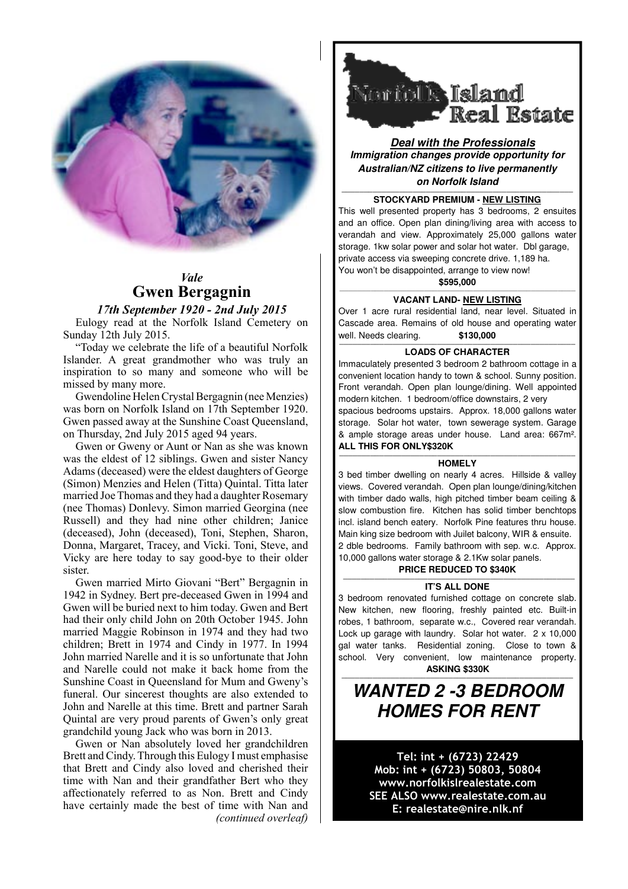*Vale*

# Gwen Bergagnin

***17th September 1920 - 2nd July 2015***

Eulogy read at the Norfolk Island Cemetery on Sunday 12th July 2015.

"Today we celebrate the life of a beautiful Norfolk Islander. A great grandmother who was truly an inspiration to so many and someone who will be missed by many more.

Gwendoline Helen Crystal Bergagnin (nee Menzies) was born on Norfolk Island on 17th September 1920. Gwen passed away at the Sunshine Coast Queensland, on Thursday, 2nd July 2015 aged 94 years.

Gwen or Gweny or Aunt or Nan as she was known was the eldest of 12 siblings. Gwen and sister Nancy Adams (deceased) were the eldest daughters of George (Simon) Menzies and Helen (Titta) Quintal. Titta later married Joe Thomas and they had a daughter Rosemary (nee Thomas) Donlevy. Simon married Georgina (nee Russell) and they had nine other children; Janice (deceased), John (deceased), Toni, Stephen, Sharon, Donna, Margaret, Tracey, and Vicki. Toni, Steve, and Vicky are here today to say good-bye to their older sister.

Gwen married Mirto Giovani "Bert" Bergagnin in 1942 in Sydney. Bert pre-deceased Gwen in 1994 and Gwen will be buried next to him today. Gwen and Bert had their only child John on 20th October 1945. John married Maggie Robinson in 1974 and they had two children; Brett in 1974 and Cindy in 1977. In 1994 John married Narelle and it is so unfortunate that John and Narelle could not make it back home from the Sunshine Coast in Queensland for Mum and Gweny's funeral. Our sincerest thoughts are also extended to John and Narelle at this time. Brett and partner Sarah Quintal are very proud parents of Gwen's only great grandchild young Jack who was born in 2013.

Gwen or Nan absolutely loved her grandchildren Brett and Cindy. Through this Eulogy I must emphasise that Brett and Cindy also loved and cherished their time with Nan and their grandfather Bert who they affectionately referred to as Non. Brett and Cindy have certainly made the best of time with Nan and *(continued overleaf)*

---

# Norfolk Island Real Estate

***Deal with the Professionals***

***Immigration changes provide opportunity for Australian/NZ citizens to live permanently on Norfolk Island***

**STOCKYARD PREMIUM - NEW LISTING**

This well presented property has 3 bedrooms, 2 ensuites and an office. Open plan dining/living area with access to verandah and view. Approximately 25,000 gallons water storage. 1kw solar power and solar hot water. Dbl garage, private access via sweeping concrete drive. 1,189 ha. You won't be disappointed, arrange to view now!

**$595,000**

**VACANT LAND- NEW LISTING**

Over 1 acre rural residential land, near level. Situated in Cascade area. Remains of old house and operating water well. Needs clearing. **$130,000**

**LOADS OF CHARACTER**

Immaculately presented 3 bedroom 2 bathroom cottage in a convenient location handy to town & school. Sunny position. Front verandah. Open plan lounge/dining. Well appointed modern kitchen. 1 bedroom/office downstairs, 2 very spacious bedrooms upstairs. Approx. 18,000 gallons water storage. Solar hot water, town sewerage system. Garage & ample storage areas under house. Land area: 667m². **ALL THIS FOR ONLY$320K**

**HOMELY**

3 bed timber dwelling on nearly 4 acres. Hillside & valley views. Covered verandah. Open plan lounge/dining/kitchen with timber dado walls, high pitched timber beam ceiling & slow combustion fire. Kitchen has solid timber benchtops incl. island bench eatery. Norfolk Pine features thru house. Main king size bedroom with Juilet balcony, WIR & ensuite. 2 dble bedrooms. Family bathroom with sep. w.c. Approx. 10,000 gallons water storage & 2.1Kw solar panels.

**PRICE REDUCED TO $340K**

**IT'S ALL DONE**

3 bedroom renovated furnished cottage on concrete slab. New kitchen, new flooring, freshly painted etc. Built-in robes, 1 bathroom, separate w.c., Covered rear verandah. Lock up garage with laundry. Solar hot water. 2 x 10,000 gal water tanks. Residential zoning. Close to town & school. Very convenient, low maintenance property.

**ASKING $330K**

## *WANTED 2 -3 BEDROOM HOMES FOR RENT*

**Tel: int + (6723) 22429**
**Mob: int + (6723) 50803, 50804**
**www.norfolkislrealestate.com**
**SEE ALSO www.realestate.com.au**
**E: realestate@nire.nlk.nf**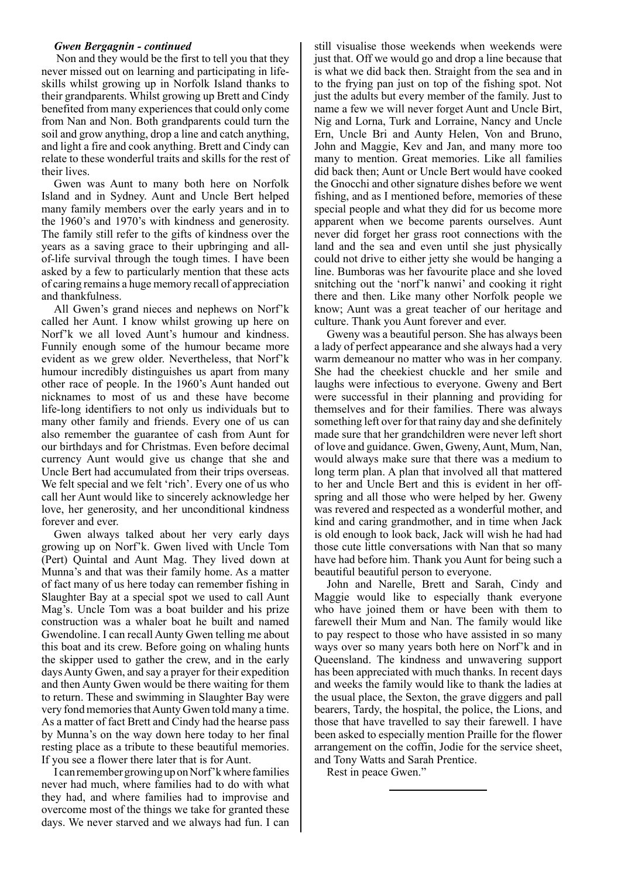***Gwen Bergagnin - continued***

Non and they would be the first to tell you that they never missed out on learning and participating in life-skills whilst growing up in Norfolk Island thanks to their grandparents. Whilst growing up Brett and Cindy benefited from many experiences that could only come from Nan and Non. Both grandparents could turn the soil and grow anything, drop a line and catch anything, and light a fire and cook anything. Brett and Cindy can relate to these wonderful traits and skills for the rest of their lives.

Gwen was Aunt to many both here on Norfolk Island and in Sydney. Aunt and Uncle Bert helped many family members over the early years and in to the 1960's and 1970's with kindness and generosity. The family still refer to the gifts of kindness over the years as a saving grace to their upbringing and all-of-life survival through the tough times. I have been asked by a few to particularly mention that these acts of caring remains a huge memory recall of appreciation and thankfulness.

All Gwen's grand nieces and nephews on Norf'k called her Aunt. I know whilst growing up here on Norf'k we all loved Aunt's humour and kindness. Funnily enough some of the humour became more evident as we grew older. Nevertheless, that Norf'k humour incredibly distinguishes us apart from many other race of people. In the 1960's Aunt handed out nicknames to most of us and these have become life-long identifiers to not only us individuals but to many other family and friends. Every one of us can also remember the guarantee of cash from Aunt for our birthdays and for Christmas. Even before decimal currency Aunt would give us change that she and Uncle Bert had accumulated from their trips overseas. We felt special and we felt 'rich'. Every one of us who call her Aunt would like to sincerely acknowledge her love, her generosity, and her unconditional kindness forever and ever.

Gwen always talked about her very early days growing up on Norf'k. Gwen lived with Uncle Tom (Pert) Quintal and Aunt Mag. They lived down at Munna's and that was their family home. As a matter of fact many of us here today can remember fishing in Slaughter Bay at a special spot we used to call Aunt Mag's. Uncle Tom was a boat builder and his prize construction was a whaler boat he built and named Gwendoline. I can recall Aunty Gwen telling me about this boat and its crew. Before going on whaling hunts the skipper used to gather the crew, and in the early days Aunty Gwen, and say a prayer for their expedition and then Aunty Gwen would be there waiting for them to return. These and swimming in Slaughter Bay were very fond memories that Aunty Gwen told many a time. As a matter of fact Brett and Cindy had the hearse pass by Munna's on the way down here today to her final resting place as a tribute to these beautiful memories. If you see a flower there later that is for Aunt.

I can remember growing up on Norf'k where families never had much, where families had to do with what they had, and where families had to improvise and overcome most of the things we take for granted these days. We never starved and we always had fun. I can still visualise those weekends when weekends were just that. Off we would go and drop a line because that is what we did back then. Straight from the sea and in to the frying pan just on top of the fishing spot. Not just the adults but every member of the family. Just to name a few we will never forget Aunt and Uncle Birt, Nig and Lorna, Turk and Lorraine, Nancy and Uncle Ern, Uncle Bri and Aunty Helen, Von and Bruno, John and Maggie, Kev and Jan, and many more too many to mention. Great memories. Like all families did back then; Aunt or Uncle Bert would have cooked the Gnocchi and other signature dishes before we went fishing, and as I mentioned before, memories of these special people and what they did for us become more apparent when we become parents ourselves. Aunt never did forget her grass root connections with the land and the sea and even until she just physically could not drive to either jetty she would be hanging a line. Bumboras was her favourite place and she loved snitching out the 'norf'k nanwi' and cooking it right there and then. Like many other Norfolk people we know; Aunt was a great teacher of our heritage and culture. Thank you Aunt forever and ever.

Gweny was a beautiful person. She has always been a lady of perfect appearance and she always had a very warm demeanour no matter who was in her company. She had the cheekiest chuckle and her smile and laughs were infectious to everyone. Gweny and Bert were successful in their planning and providing for themselves and for their families. There was always something left over for that rainy day and she definitely made sure that her grandchildren were never left short of love and guidance. Gwen, Gweny, Aunt, Mum, Nan, would always make sure that there was a medium to long term plan. A plan that involved all that mattered to her and Uncle Bert and this is evident in her off-spring and all those who were helped by her. Gweny was revered and respected as a wonderful mother, and kind and caring grandmother, and in time when Jack is old enough to look back, Jack will wish he had had those cute little conversations with Nan that so many have had before him. Thank you Aunt for being such a beautiful beautiful person to everyone.

John and Narelle, Brett and Sarah, Cindy and Maggie would like to especially thank everyone who have joined them or have been with them to farewell their Mum and Nan. The family would like to pay respect to those who have assisted in so many ways over so many years both here on Norf'k and in Queensland. The kindness and unwavering support has been appreciated with much thanks. In recent days and weeks the family would like to thank the ladies at the usual place, the Sexton, the grave diggers and pall bearers, Tardy, the hospital, the police, the Lions, and those that have travelled to say their farewell. I have been asked to especially mention Praille for the flower arrangement on the coffin, Jodie for the service sheet, and Tony Watts and Sarah Prentice.

Rest in peace Gwen."